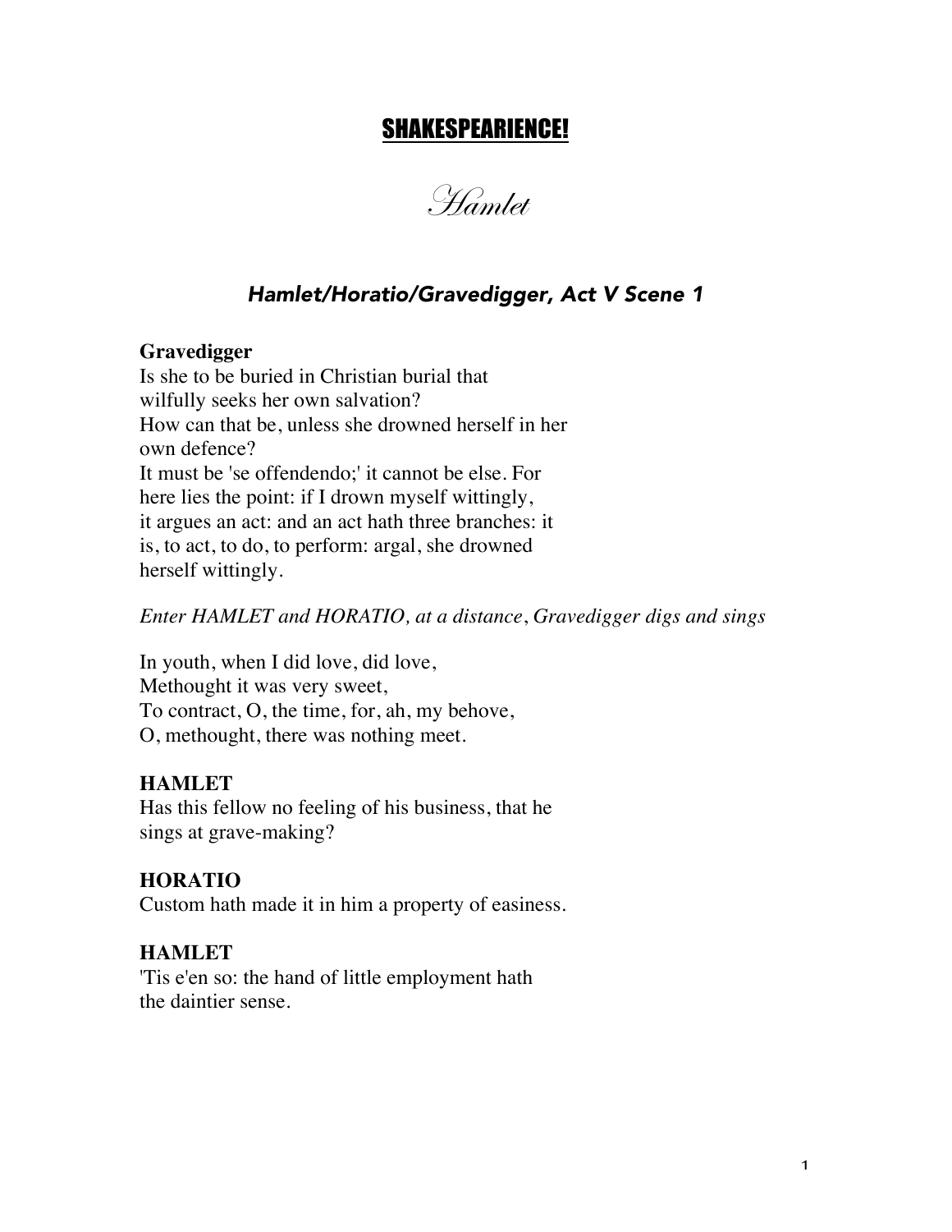# SHAKESPEARIENCE!

## *Hamlet*

### *Hamlet/Horatio/Gravedigger, Act V Scene 1*

**Gravedigger**
Is she to be buried in Christian burial that
wilfully seeks her own salvation?
How can that be, unless she drowned herself in her
own defence?
It must be 'se offendendo;' it cannot be else. For
here lies the point: if I drown myself wittingly,
it argues an act: and an act hath three branches: it
is, to act, to do, to perform: argal, she drowned
herself wittingly.

*Enter HAMLET and HORATIO, at a distance, Gravedigger digs and sings*

In youth, when I did love, did love,
Methought it was very sweet,
To contract, O, the time, for, ah, my behove,
O, methought, there was nothing meet.

**HAMLET**
Has this fellow no feeling of his business, that he
sings at grave-making?

**HORATIO**
Custom hath made it in him a property of easiness.

**HAMLET**
'Tis e'en so: the hand of little employment hath
the daintier sense.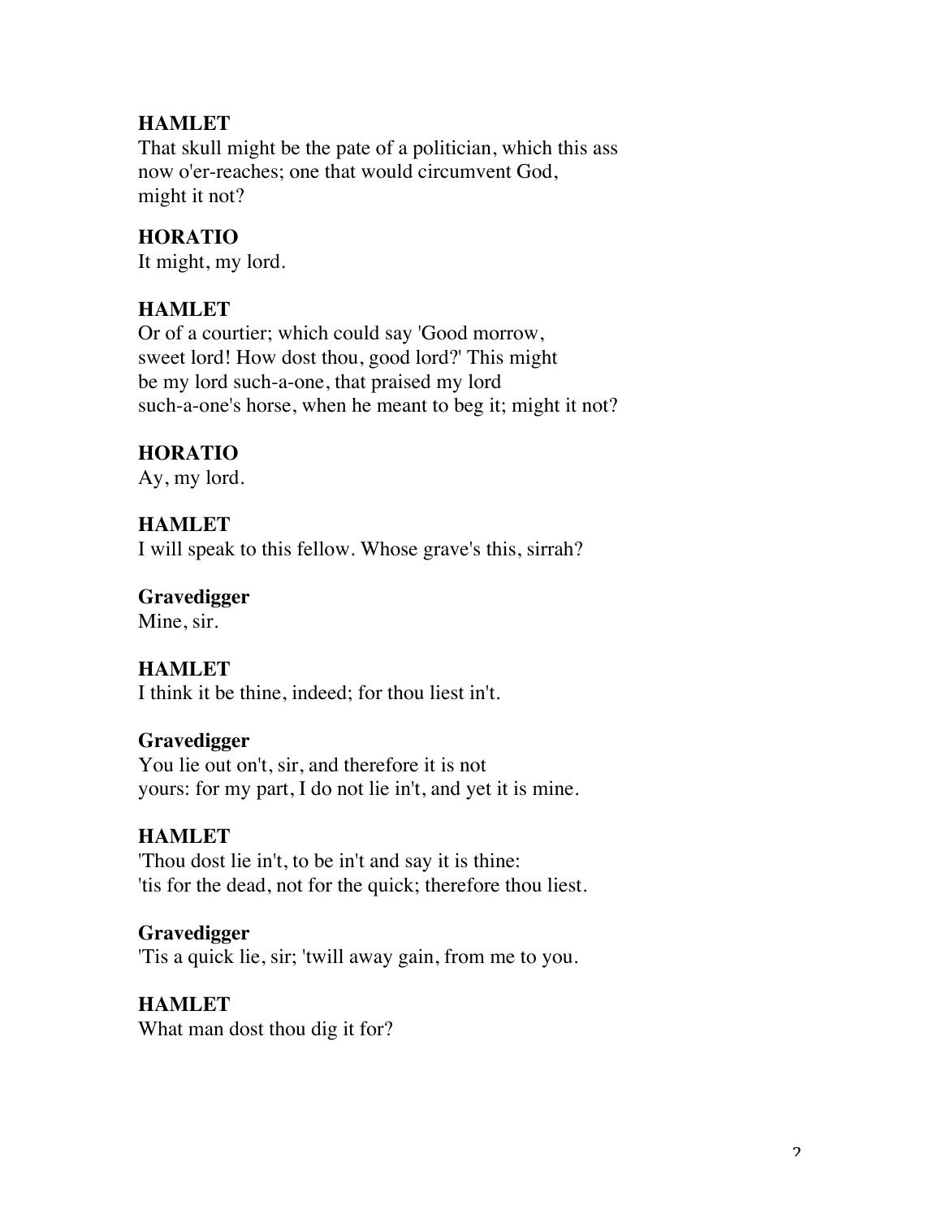**HAMLET**
That skull might be the pate of a politician, which this ass
now o'er-reaches; one that would circumvent God,
might it not?

**HORATIO**
It might, my lord.

**HAMLET**
Or of a courtier; which could say 'Good morrow,
sweet lord! How dost thou, good lord?' This might
be my lord such-a-one, that praised my lord
such-a-one's horse, when he meant to beg it; might it not?

**HORATIO**
Ay, my lord.

**HAMLET**
I will speak to this fellow. Whose grave's this, sirrah?

**Gravedigger**
Mine, sir.

**HAMLET**
I think it be thine, indeed; for thou liest in't.

**Gravedigger**
You lie out on't, sir, and therefore it is not
yours: for my part, I do not lie in't, and yet it is mine.

**HAMLET**
'Thou dost lie in't, to be in't and say it is thine:
'tis for the dead, not for the quick; therefore thou liest.

**Gravedigger**
'Tis a quick lie, sir; 'twill away gain, from me to you.

**HAMLET**
What man dost thou dig it for?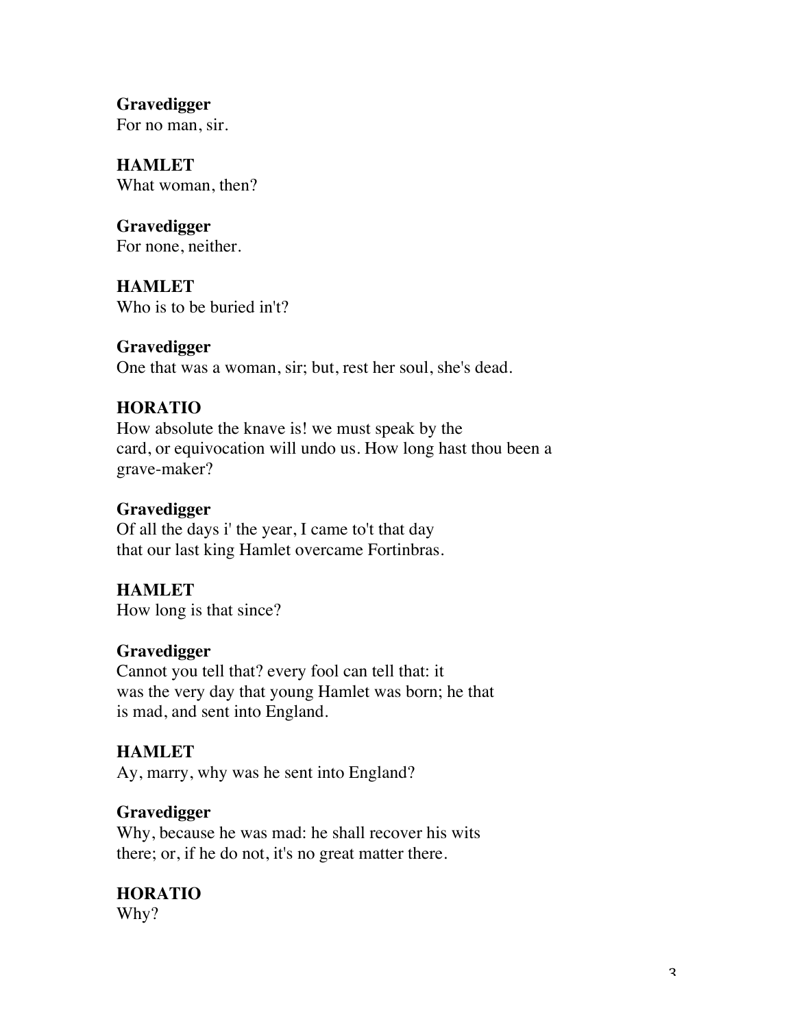**Gravedigger**
For no man, sir.

**HAMLET**
What woman, then?

**Gravedigger**
For none, neither.

**HAMLET**
Who is to be buried in't?

**Gravedigger**
One that was a woman, sir; but, rest her soul, she's dead.

**HORATIO**
How absolute the knave is! we must speak by the
card, or equivocation will undo us. How long hast thou been a
grave-maker?

**Gravedigger**
Of all the days i' the year, I came to't that day
that our last king Hamlet overcame Fortinbras.

**HAMLET**
How long is that since?

**Gravedigger**
Cannot you tell that? every fool can tell that: it
was the very day that young Hamlet was born; he that
is mad, and sent into England.

**HAMLET**
Ay, marry, why was he sent into England?

**Gravedigger**
Why, because he was mad: he shall recover his wits
there; or, if he do not, it's no great matter there.

**HORATIO**
Why?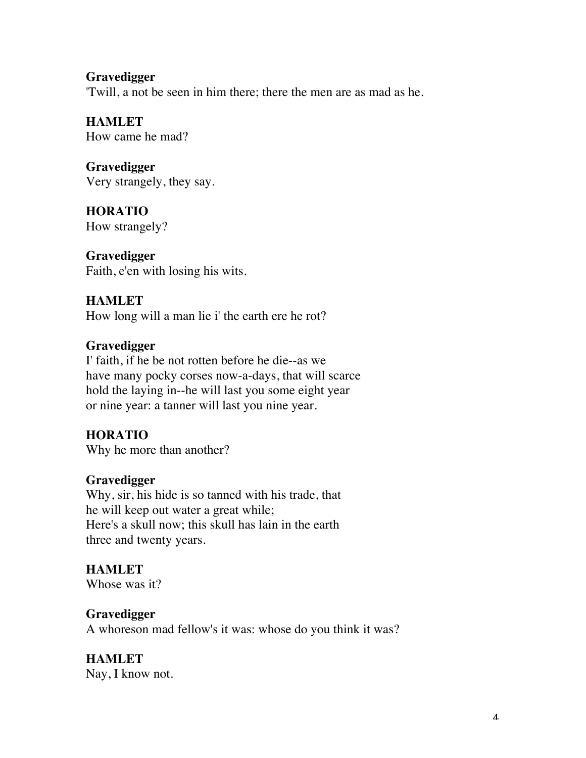**Gravedigger**
'Twill, a not be seen in him there; there the men are as mad as he.

**HAMLET**
How came he mad?

**Gravedigger**
Very strangely, they say.

**HORATIO**
How strangely?

**Gravedigger**
Faith, e'en with losing his wits.

**HAMLET**
How long will a man lie i' the earth ere he rot?

**Gravedigger**
I' faith, if he be not rotten before he die--as we
have many pocky corses now-a-days, that will scarce
hold the laying in--he will last you some eight year
or nine year: a tanner will last you nine year.

**HORATIO**
Why he more than another?

**Gravedigger**
Why, sir, his hide is so tanned with his trade, that
he will keep out water a great while;
Here's a skull now; this skull has lain in the earth
three and twenty years.

**HAMLET**
Whose was it?

**Gravedigger**
A whoreson mad fellow's it was: whose do you think it was?

**HAMLET**
Nay, I know not.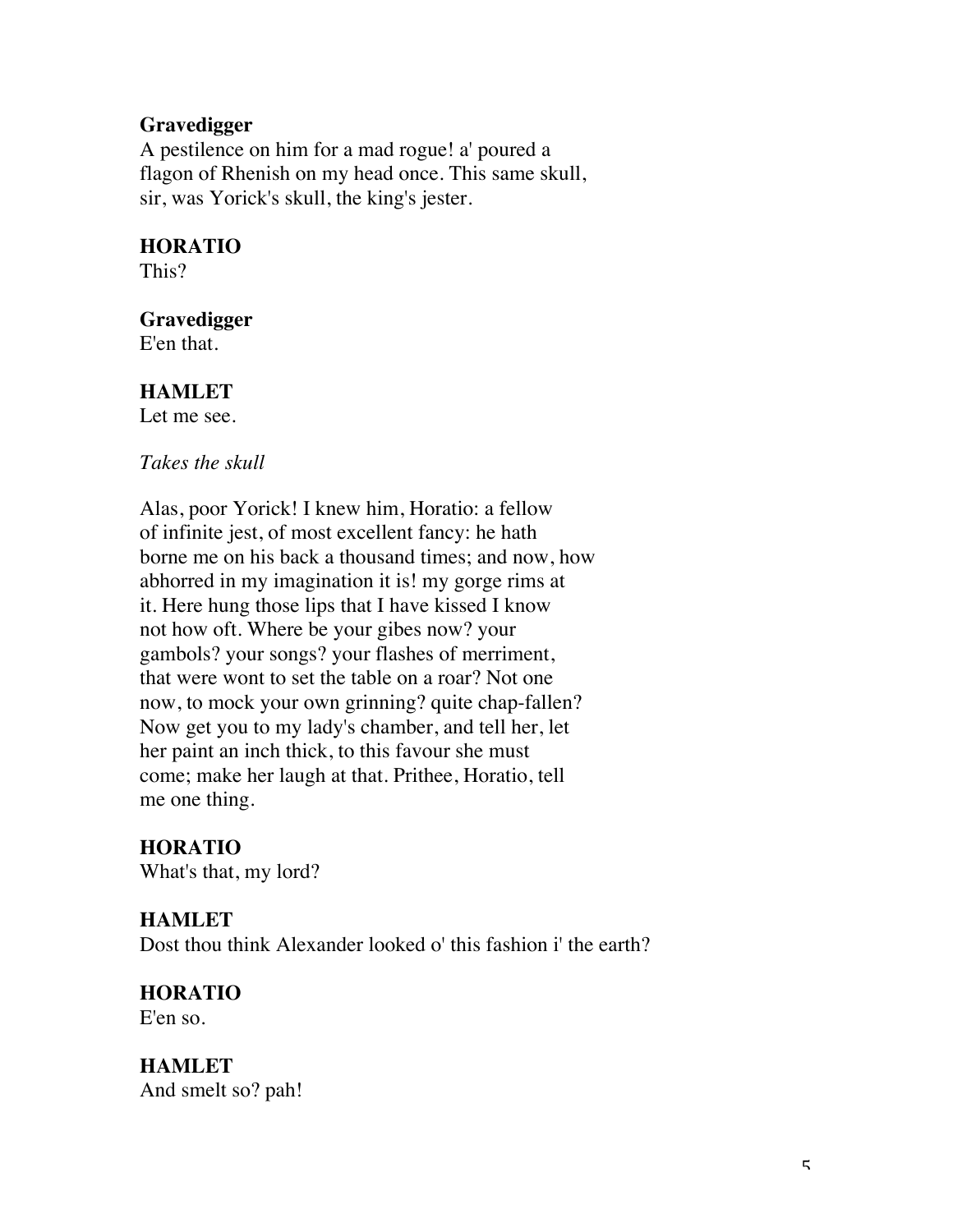**Gravedigger**
A pestilence on him for a mad rogue! a' poured a flagon of Rhenish on my head once. This same skull, sir, was Yorick's skull, the king's jester.

**HORATIO**
This?

**Gravedigger**
E'en that.

**HAMLET**
Let me see.

*Takes the skull*

Alas, poor Yorick! I knew him, Horatio: a fellow of infinite jest, of most excellent fancy: he hath borne me on his back a thousand times; and now, how abhorred in my imagination it is! my gorge rims at it. Here hung those lips that I have kissed I know not how oft. Where be your gibes now? your gambols? your songs? your flashes of merriment, that were wont to set the table on a roar? Not one now, to mock your own grinning? quite chap-fallen? Now get you to my lady's chamber, and tell her, let her paint an inch thick, to this favour she must come; make her laugh at that. Prithee, Horatio, tell me one thing.

**HORATIO**
What's that, my lord?

**HAMLET**
Dost thou think Alexander looked o' this fashion i' the earth?

**HORATIO**
E'en so.

**HAMLET**
And smelt so? pah!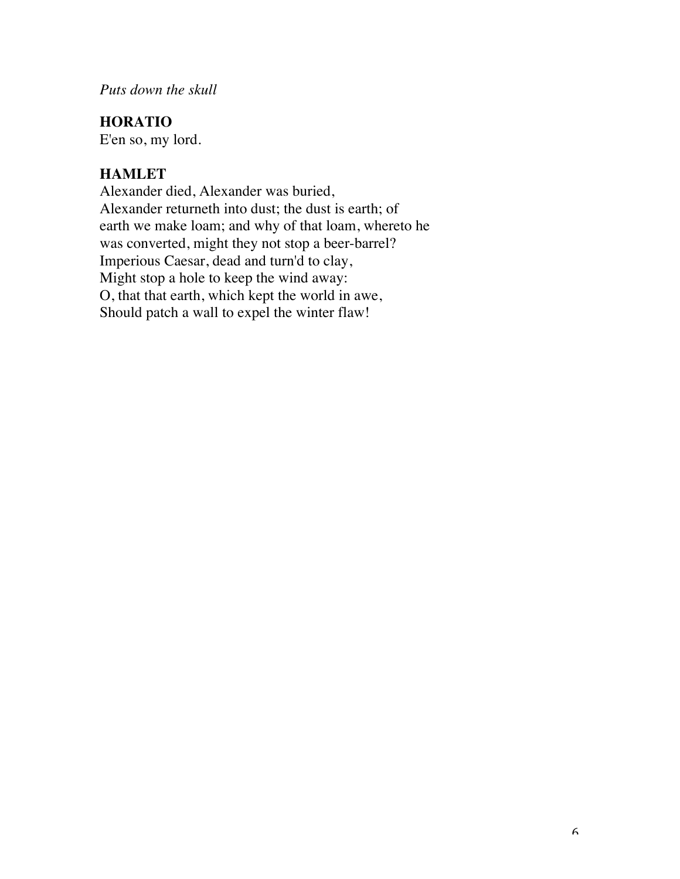*Puts down the skull*

**HORATIO**
E'en so, my lord.

**HAMLET**
Alexander died, Alexander was buried,
Alexander returneth into dust; the dust is earth; of
earth we make loam; and why of that loam, whereto he
was converted, might they not stop a beer-barrel?
Imperious Caesar, dead and turn'd to clay,
Might stop a hole to keep the wind away:
O, that that earth, which kept the world in awe,
Should patch a wall to expel the winter flaw!